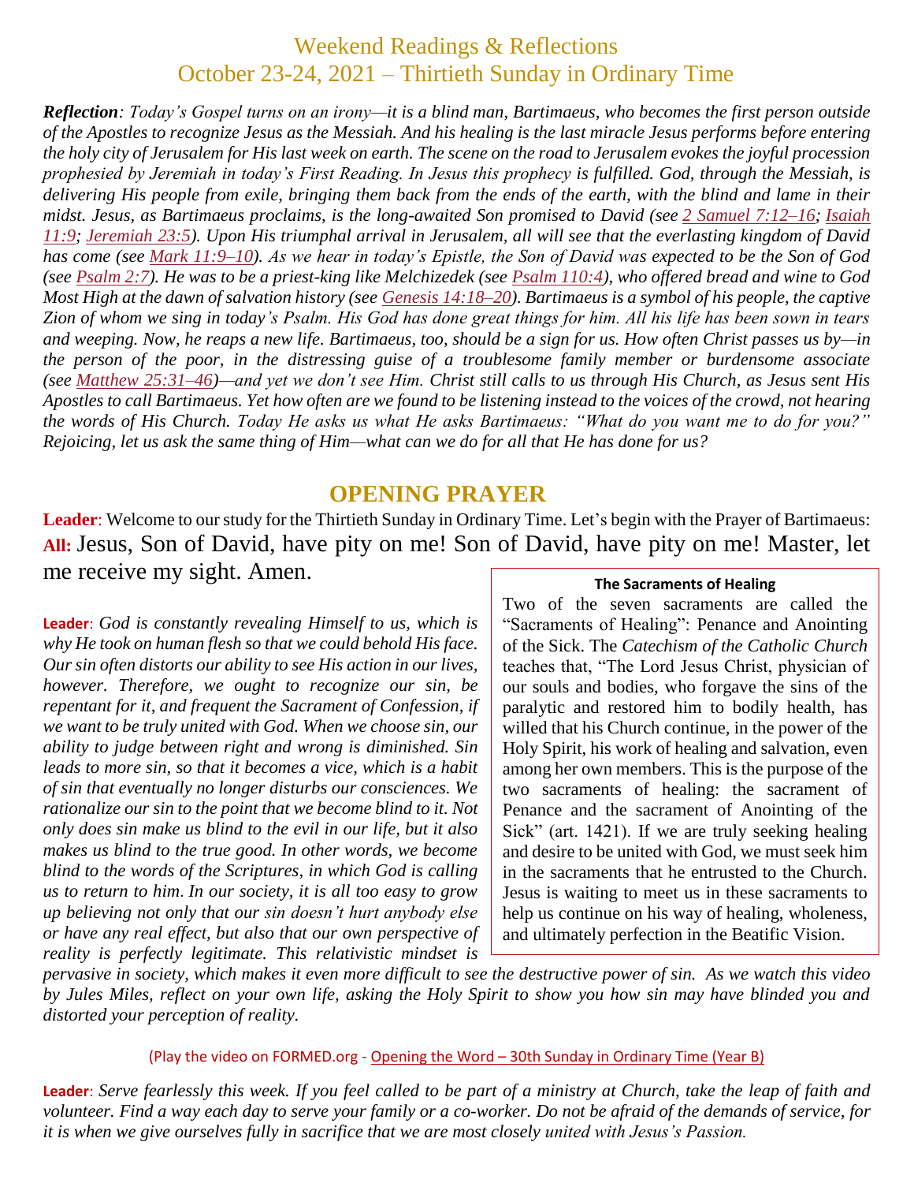# Weekend Readings & Reflections
# October 23-24, 2021 – Thirtieth Sunday in Ordinary Time

***Reflection**: Today's Gospel turns on an irony—it is a blind man, Bartimaeus, who becomes the first person outside of the Apostles to recognize Jesus as the Messiah. And his healing is the last miracle Jesus performs before entering the holy city of Jerusalem for His last week on earth. The scene on the road to Jerusalem evokes the joyful procession prophesied by Jeremiah in today's First Reading. In Jesus this prophecy is fulfilled. God, through the Messiah, is delivering His people from exile, bringing them back from the ends of the earth, with the blind and lame in their midst. Jesus, as Bartimaeus proclaims, is the long-awaited Son promised to David (see 2 Samuel 7:12–16; Isaiah 11:9; Jeremiah 23:5). Upon His triumphal arrival in Jerusalem, all will see that the everlasting kingdom of David has come (see Mark 11:9–10). As we hear in today's Epistle, the Son of David was expected to be the Son of God (see Psalm 2:7). He was to be a priest-king like Melchizedek (see Psalm 110:4), who offered bread and wine to God Most High at the dawn of salvation history (see Genesis 14:18–20). Bartimaeus is a symbol of his people, the captive Zion of whom we sing in today's Psalm. His God has done great things for him. All his life has been sown in tears and weeping. Now, he reaps a new life. Bartimaeus, too, should be a sign for us. How often Christ passes us by—in the person of the poor, in the distressing guise of a troublesome family member or burdensome associate (see Matthew 25:31–46)—and yet we don't see Him. Christ still calls to us through His Church, as Jesus sent His Apostles to call Bartimaeus. Yet how often are we found to be listening instead to the voices of the crowd, not hearing the words of His Church. Today He asks us what He asks Bartimaeus: "What do you want me to do for you?" Rejoicing, let us ask the same thing of Him—what can we do for all that He has done for us?*

## OPENING PRAYER

**Leader**: Welcome to our study for the Thirtieth Sunday in Ordinary Time. Let's begin with the Prayer of Bartimaeus:

**All:** Jesus, Son of David, have pity on me! Son of David, have pity on me! Master, let me receive my sight. Amen.

**Leader**: *God is constantly revealing Himself to us, which is why He took on human flesh so that we could behold His face. Our sin often distorts our ability to see His action in our lives, however. Therefore, we ought to recognize our sin, be repentant for it, and frequent the Sacrament of Confession, if we want to be truly united with God. When we choose sin, our ability to judge between right and wrong is diminished. Sin leads to more sin, so that it becomes a vice, which is a habit of sin that eventually no longer disturbs our consciences. We rationalize our sin to the point that we become blind to it. Not only does sin make us blind to the evil in our life, but it also makes us blind to the true good. In other words, we become blind to the words of the Scriptures, in which God is calling us to return to him. In our society, it is all too easy to grow up believing not only that our sin doesn't hurt anybody else or have any real effect, but also that our own perspective of reality is perfectly legitimate. This relativistic mindset is pervasive in society, which makes it even more difficult to see the destructive power of sin. As we watch this video by Jules Miles, reflect on your own life, asking the Holy Spirit to show you how sin may have blinded you and distorted your perception of reality.*

> **The Sacraments of Healing**
>
> Two of the seven sacraments are called the "Sacraments of Healing": Penance and Anointing of the Sick. The *Catechism of the Catholic Church* teaches that, "The Lord Jesus Christ, physician of our souls and bodies, who forgave the sins of the paralytic and restored him to bodily health, has willed that his Church continue, in the power of the Holy Spirit, his work of healing and salvation, even among her own members. This is the purpose of the two sacraments of healing: the sacrament of Penance and the sacrament of Anointing of the Sick" (art. 1421). If we are truly seeking healing and desire to be united with God, we must seek him in the sacraments that he entrusted to the Church. Jesus is waiting to meet us in these sacraments to help us continue on his way of healing, wholeness, and ultimately perfection in the Beatific Vision.

(Play the video on FORMED.org - Opening the Word – 30th Sunday in Ordinary Time (Year B)

**Leader**: *Serve fearlessly this week. If you feel called to be part of a ministry at Church, take the leap of faith and volunteer. Find a way each day to serve your family or a co-worker. Do not be afraid of the demands of service, for it is when we give ourselves fully in sacrifice that we are most closely united with Jesus's Passion.*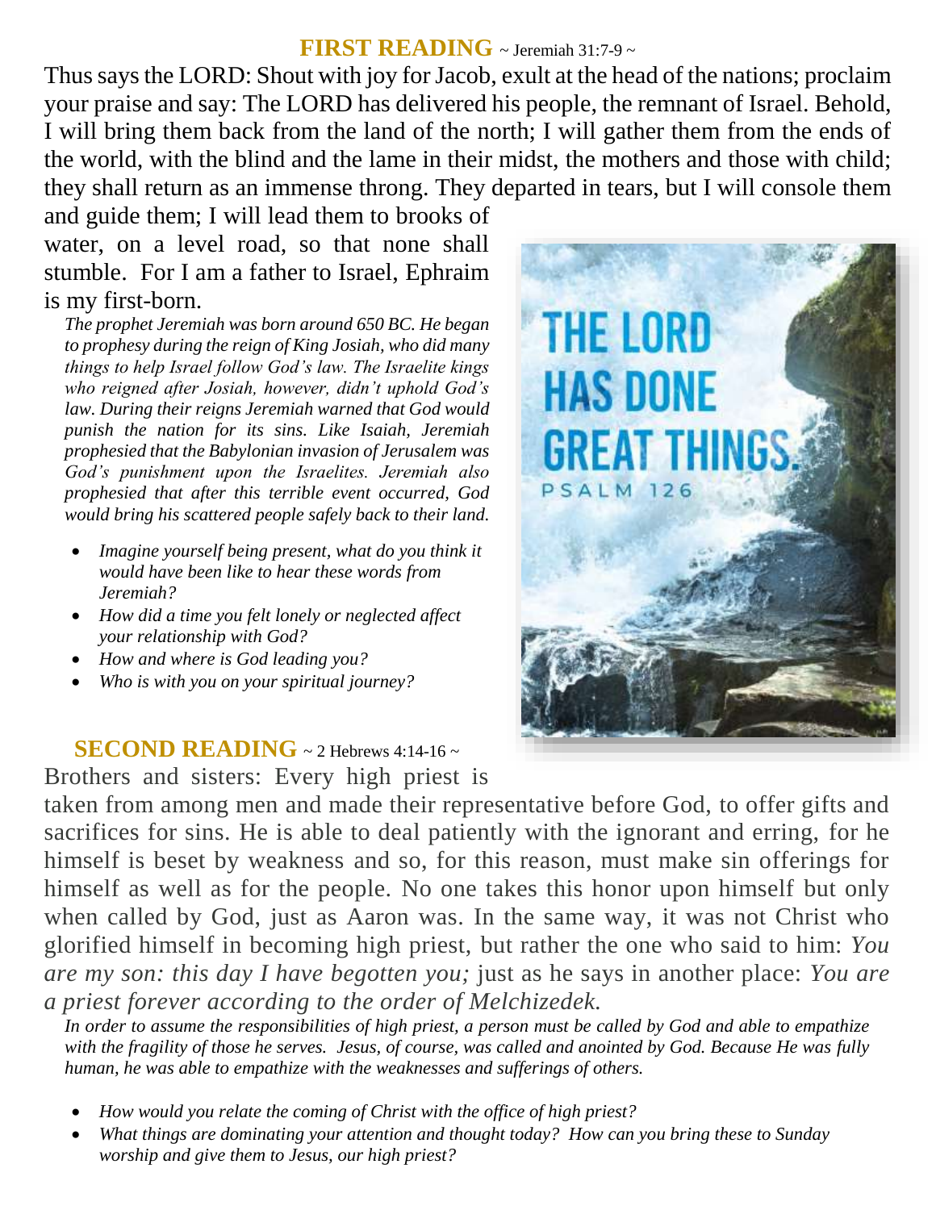## FIRST READING ~ Jeremiah 31:7-9 ~

Thus says the LORD: Shout with joy for Jacob, exult at the head of the nations; proclaim your praise and say: The LORD has delivered his people, the remnant of Israel. Behold, I will bring them back from the land of the north; I will gather them from the ends of the world, with the blind and the lame in their midst, the mothers and those with child; they shall return as an immense throng. They departed in tears, but I will console them and guide them; I will lead them to brooks of water, on a level road, so that none shall stumble. For I am a father to Israel, Ephraim is my first-born.

*The prophet Jeremiah was born around 650 BC. He began to prophesy during the reign of King Josiah, who did many things to help Israel follow God's law. The Israelite kings who reigned after Josiah, however, didn't uphold God's law. During their reigns Jeremiah warned that God would punish the nation for its sins. Like Isaiah, Jeremiah prophesied that the Babylonian invasion of Jerusalem was God's punishment upon the Israelites. Jeremiah also prophesied that after this terrible event occurred, God would bring his scattered people safely back to their land.*

- *Imagine yourself being present, what do you think it would have been like to hear these words from Jeremiah?*
- *How did a time you felt lonely or neglected affect your relationship with God?*
- *How and where is God leading you?*
- *Who is with you on your spiritual journey?*

THE LORD HAS DONE GREAT THINGS. PSALM 126

## SECOND READING ~ 2 Hebrews 4:14-16 ~

Brothers and sisters: Every high priest is taken from among men and made their representative before God, to offer gifts and sacrifices for sins. He is able to deal patiently with the ignorant and erring, for he himself is beset by weakness and so, for this reason, must make sin offerings for himself as well as for the people. No one takes this honor upon himself but only when called by God, just as Aaron was. In the same way, it was not Christ who glorified himself in becoming high priest, but rather the one who said to him: *You are my son: this day I have begotten you;* just as he says in another place: *You are a priest forever according to the order of Melchizedek.*

*In order to assume the responsibilities of high priest, a person must be called by God and able to empathize with the fragility of those he serves. Jesus, of course, was called and anointed by God. Because He was fully human, he was able to empathize with the weaknesses and sufferings of others.*

- *How would you relate the coming of Christ with the office of high priest?*
- *What things are dominating your attention and thought today? How can you bring these to Sunday worship and give them to Jesus, our high priest?*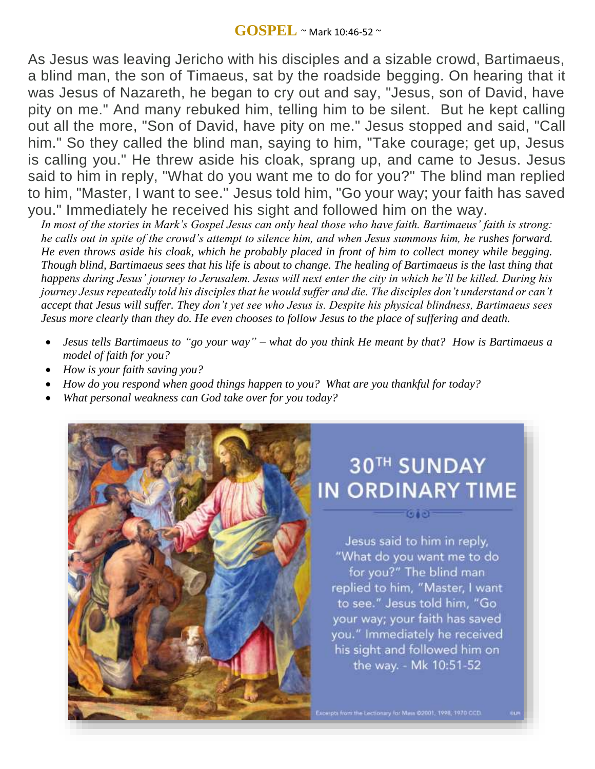## GOSPEL ~ Mark 10:46-52 ~

As Jesus was leaving Jericho with his disciples and a sizable crowd, Bartimaeus, a blind man, the son of Timaeus, sat by the roadside begging. On hearing that it was Jesus of Nazareth, he began to cry out and say, "Jesus, son of David, have pity on me." And many rebuked him, telling him to be silent. But he kept calling out all the more, "Son of David, have pity on me." Jesus stopped and said, "Call him." So they called the blind man, saying to him, "Take courage; get up, Jesus is calling you." He threw aside his cloak, sprang up, and came to Jesus. Jesus said to him in reply, "What do you want me to do for you?" The blind man replied to him, "Master, I want to see." Jesus told him, "Go your way; your faith has saved you." Immediately he received his sight and followed him on the way.

*In most of the stories in Mark's Gospel Jesus can only heal those who have faith. Bartimaeus' faith is strong: he calls out in spite of the crowd's attempt to silence him, and when Jesus summons him, he rushes forward. He even throws aside his cloak, which he probably placed in front of him to collect money while begging. Though blind, Bartimaeus sees that his life is about to change. The healing of Bartimaeus is the last thing that happens during Jesus' journey to Jerusalem. Jesus will next enter the city in which he'll be killed. During his journey Jesus repeatedly told his disciples that he would suffer and die. The disciples don't understand or can't accept that Jesus will suffer. They don't yet see who Jesus is. Despite his physical blindness, Bartimaeus sees Jesus more clearly than they do. He even chooses to follow Jesus to the place of suffering and death.*

- *Jesus tells Bartimaeus to "go your way" – what do you think He meant by that? How is Bartimaeus a model of faith for you?*
- *How is your faith saving you?*
- *How do you respond when good things happen to you? What are you thankful for today?*
- *What personal weakness can God take over for you today?*

### 30TH SUNDAY IN ORDINARY TIME

Jesus said to him in reply, "What do you want me to do for you?" The blind man replied to him, "Master, I want to see." Jesus told him, "Go your way; your faith has saved you." Immediately he received his sight and followed him on the way. - Mk 10:51-52

Excerpts from the Lectionary for Mass ©2001, 1998, 1970 CCD.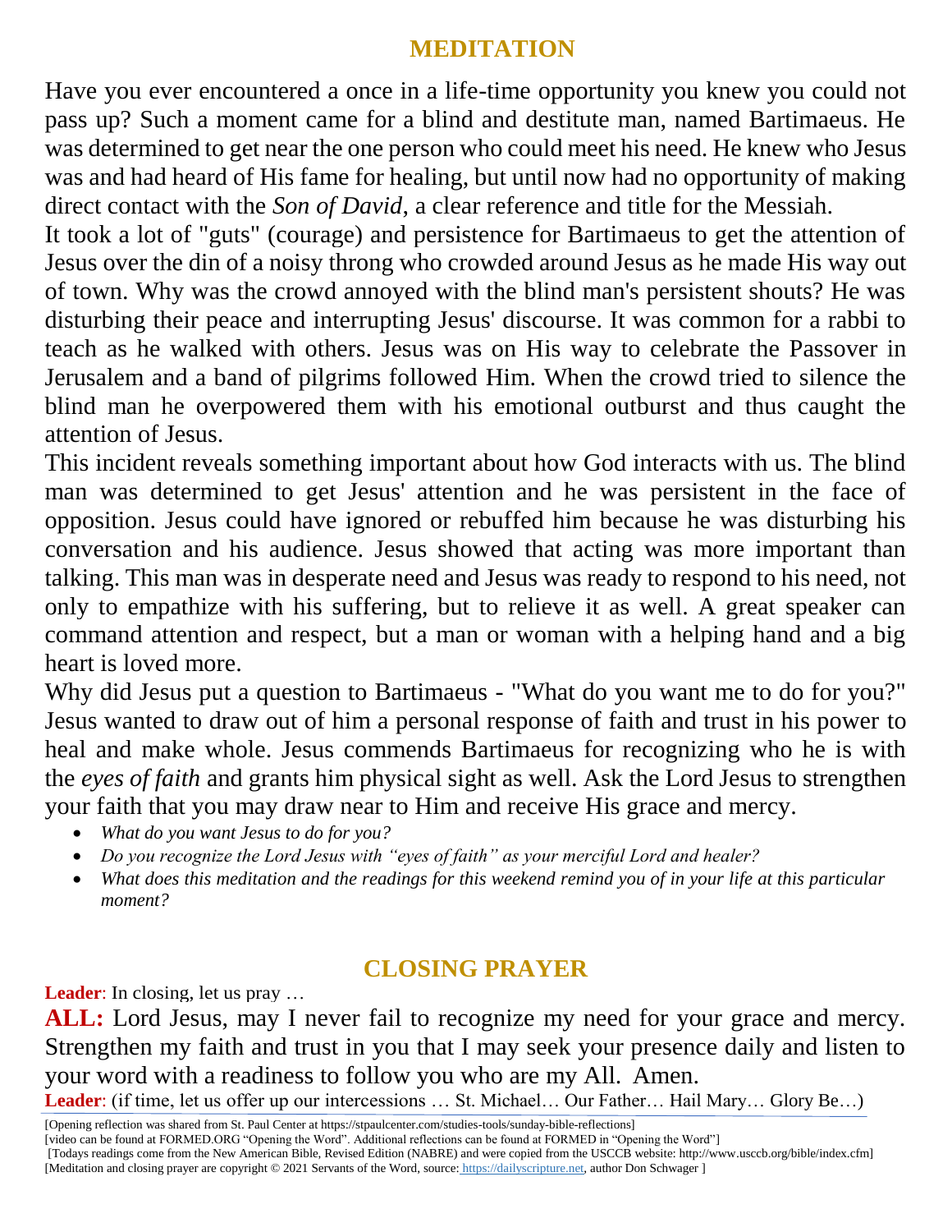## MEDITATION

Have you ever encountered a once in a life-time opportunity you knew you could not pass up? Such a moment came for a blind and destitute man, named Bartimaeus. He was determined to get near the one person who could meet his need. He knew who Jesus was and had heard of His fame for healing, but until now had no opportunity of making direct contact with the *Son of David*, a clear reference and title for the Messiah.

It took a lot of "guts" (courage) and persistence for Bartimaeus to get the attention of Jesus over the din of a noisy throng who crowded around Jesus as he made His way out of town. Why was the crowd annoyed with the blind man's persistent shouts? He was disturbing their peace and interrupting Jesus' discourse. It was common for a rabbi to teach as he walked with others. Jesus was on His way to celebrate the Passover in Jerusalem and a band of pilgrims followed Him. When the crowd tried to silence the blind man he overpowered them with his emotional outburst and thus caught the attention of Jesus.

This incident reveals something important about how God interacts with us. The blind man was determined to get Jesus' attention and he was persistent in the face of opposition. Jesus could have ignored or rebuffed him because he was disturbing his conversation and his audience. Jesus showed that acting was more important than talking. This man was in desperate need and Jesus was ready to respond to his need, not only to empathize with his suffering, but to relieve it as well. A great speaker can command attention and respect, but a man or woman with a helping hand and a big heart is loved more.

Why did Jesus put a question to Bartimaeus - "What do you want me to do for you?" Jesus wanted to draw out of him a personal response of faith and trust in his power to heal and make whole. Jesus commends Bartimaeus for recognizing who he is with the *eyes of faith* and grants him physical sight as well. Ask the Lord Jesus to strengthen your faith that you may draw near to Him and receive His grace and mercy.

- *What do you want Jesus to do for you?*
- *Do you recognize the Lord Jesus with "eyes of faith" as your merciful Lord and healer?*
- *What does this meditation and the readings for this weekend remind you of in your life at this particular moment?*

## CLOSING PRAYER

**Leader**: In closing, let us pray …

**ALL:** Lord Jesus, may I never fail to recognize my need for your grace and mercy. Strengthen my faith and trust in you that I may seek your presence daily and listen to your word with a readiness to follow you who are my All. Amen.

**Leader**: (if time, let us offer up our intercessions … St. Michael… Our Father… Hail Mary… Glory Be…)

[Opening reflection was shared from St. Paul Center at https://stpaulcenter.com/studies-tools/sunday-bible-reflections]
[video can be found at FORMED.ORG "Opening the Word". Additional reflections can be found at FORMED in "Opening the Word"]
[Todays readings come from the New American Bible, Revised Edition (NABRE) and were copied from the USCCB website: http://www.usccb.org/bible/index.cfm]
[Meditation and closing prayer are copyright © 2021 Servants of the Word, source: https://dailyscripture.net, author Don Schwager ]